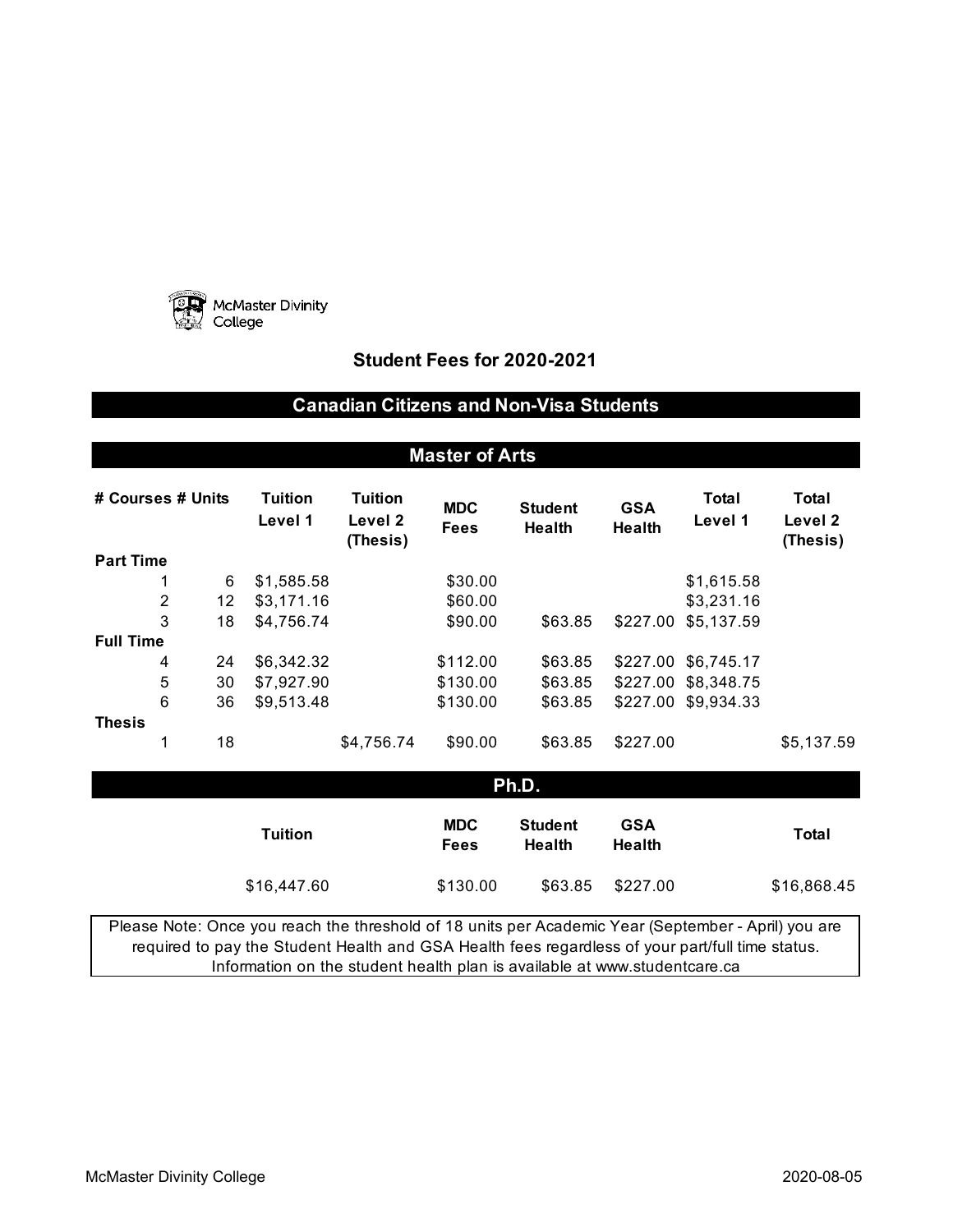McMaster Divinity College

## Student Fees for 2020-2021

### Canadian Citizens and Non-Visa Students

### Master of Arts

| # Courses | # Units | Tuition Level 1 | Tuition Level 2 (Thesis) | MDC Fees | Student Health | GSA Health | Total Level 1 | Total Level 2 (Thesis) |
|---|---|---|---|---|---|---|---|---|
| **Part Time** | | | | | | | | |
| 1 | 6 | $1,585.58 | | $30.00 | | | $1,615.58 | |
| 2 | 12 | $3,171.16 | | $60.00 | | | $3,231.16 | |
| 3 | 18 | $4,756.74 | | $90.00 | $63.85 | $227.00 | $5,137.59 | |
| **Full Time** | | | | | | | | |
| 4 | 24 | $6,342.32 | | $112.00 | $63.85 | $227.00 | $6,745.17 | |
| 5 | 30 | $7,927.90 | | $130.00 | $63.85 | $227.00 | $8,348.75 | |
| 6 | 36 | $9,513.48 | | $130.00 | $63.85 | $227.00 | $9,934.33 | |
| **Thesis** | | | | | | | | |
| 1 | 18 | | $4,756.74 | $90.00 | $63.85 | $227.00 | | $5,137.59 |

### Ph.D.

| Tuition | MDC Fees | Student Health | GSA Health | Total |
|---|---|---|---|---|
| $16,447.60 | $130.00 | $63.85 | $227.00 | $16,868.45 |

Please Note: Once you reach the threshold of 18 units per Academic Year (September - April) you are required to pay the Student Health and GSA Health fees regardless of your part/full time status. Information on the student health plan is available at www.studentcare.ca

McMaster Divinity College 2020-08-05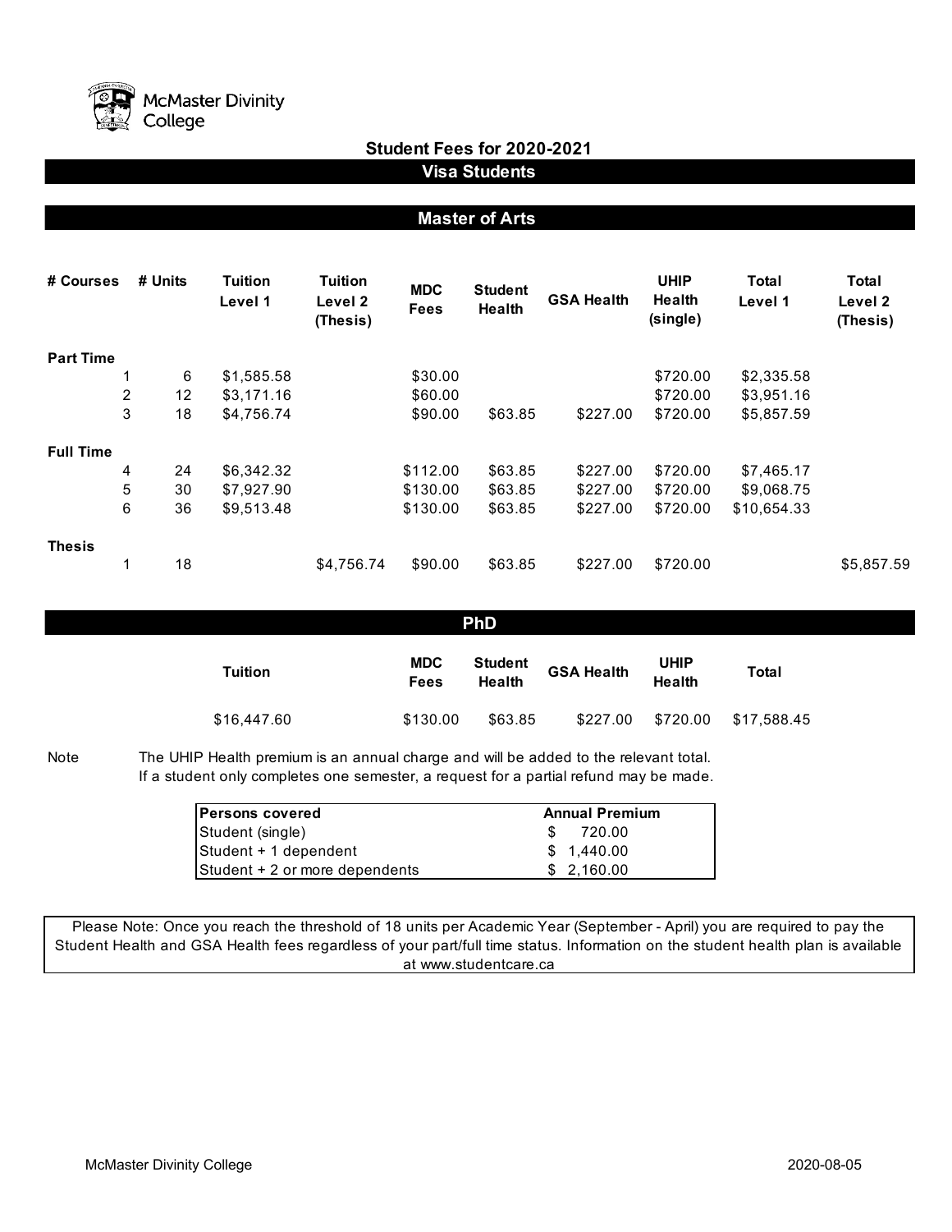McMaster Divinity College

## Student Fees for 2020-2021

## Visa Students

### Master of Arts

| # Courses | # Units | Tuition Level 1 | Tuition Level 2 (Thesis) | MDC Fees | Student Health | GSA Health | UHIP Health (single) | Total Level 1 | Total Level 2 (Thesis) |
|---|---|---|---|---|---|---|---|---|---|
| **Part Time** | | | | | | | | | |
| 1 | 6 | $1,585.58 | | $30.00 | | | $720.00 | $2,335.58 | |
| 2 | 12 | $3,171.16 | | $60.00 | | | $720.00 | $3,951.16 | |
| 3 | 18 | $4,756.74 | | $90.00 | $63.85 | $227.00 | $720.00 | $5,857.59 | |
| **Full Time** | | | | | | | | | |
| 4 | 24 | $6,342.32 | | $112.00 | $63.85 | $227.00 | $720.00 | $7,465.17 | |
| 5 | 30 | $7,927.90 | | $130.00 | $63.85 | $227.00 | $720.00 | $9,068.75 | |
| 6 | 36 | $9,513.48 | | $130.00 | $63.85 | $227.00 | $720.00 | $10,654.33 | |
| **Thesis** | | | | | | | | | |
| 1 | 18 | | $4,756.74 | $90.00 | $63.85 | $227.00 | $720.00 | | $5,857.59 |

### PhD

| Tuition | MDC Fees | Student Health | GSA Health | UHIP Health | Total |
|---|---|---|---|---|---|
| $16,447.60 | $130.00 | $63.85 | $227.00 | $720.00 | $17,588.45 |

Note: The UHIP Health premium is an annual charge and will be added to the relevant total. If a student only completes one semester, a request for a partial refund may be made.

| Persons covered | Annual Premium |
|---|---|
| Student (single) | $ 720.00 |
| Student + 1 dependent | $ 1,440.00 |
| Student + 2 or more dependents | $ 2,160.00 |

Please Note: Once you reach the threshold of 18 units per Academic Year (September - April) you are required to pay the Student Health and GSA Health fees regardless of your part/full time status. Information on the student health plan is available at www.studentcare.ca

McMaster Divinity College 2020-08-05